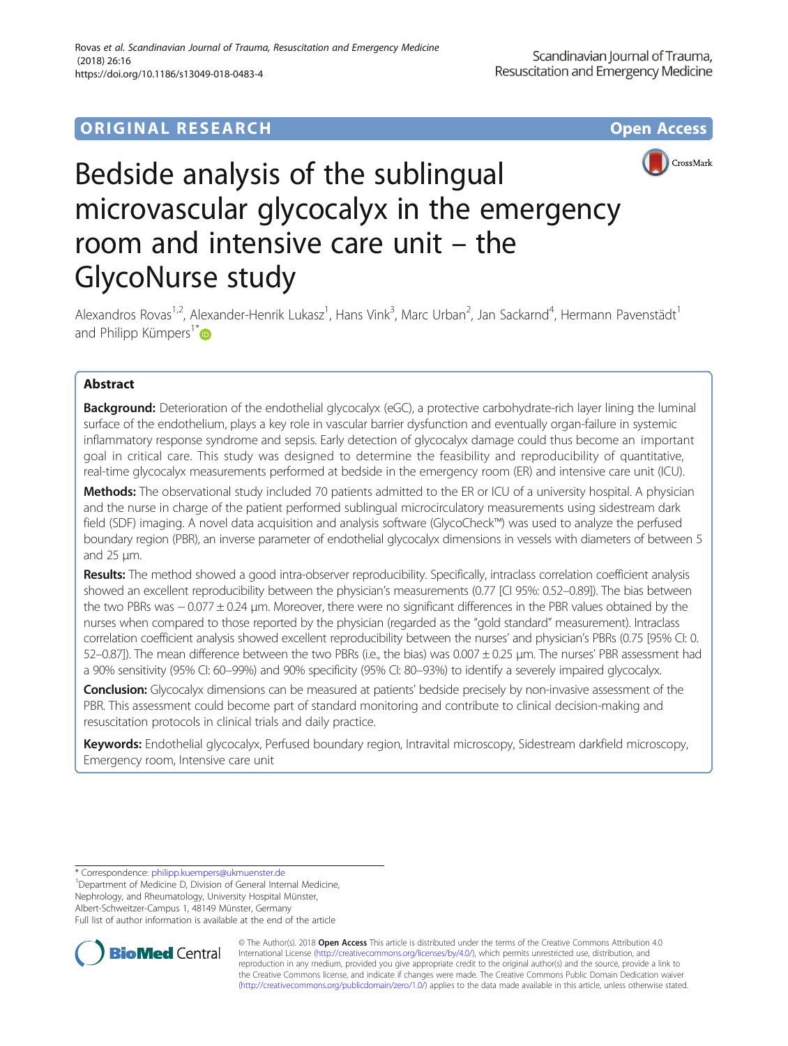ORIGINAL RESEARCH

Open Access

# Bedside analysis of the sublingual microvascular glycocalyx in the emergency room and intensive care unit – the GlycoNurse study

Alexandros Rovas[1,2], Alexander-Henrik Lukasz[1], Hans Vink[3], Marc Urban[2], Jan Sackarnd[4], Hermann Pavenstädt[1] and Philipp Kümpers[1*]

## Abstract

**Background:** Deterioration of the endothelial glycocalyx (eGC), a protective carbohydrate-rich layer lining the luminal surface of the endothelium, plays a key role in vascular barrier dysfunction and eventually organ-failure in systemic inflammatory response syndrome and sepsis. Early detection of glycocalyx damage could thus become an important goal in critical care. This study was designed to determine the feasibility and reproducibility of quantitative, real-time glycocalyx measurements performed at bedside in the emergency room (ER) and intensive care unit (ICU).

**Methods:** The observational study included 70 patients admitted to the ER or ICU of a university hospital. A physician and the nurse in charge of the patient performed sublingual microcirculatory measurements using sidestream dark field (SDF) imaging. A novel data acquisition and analysis software (GlycoCheck™) was used to analyze the perfused boundary region (PBR), an inverse parameter of endothelial glycocalyx dimensions in vessels with diameters of between 5 and 25 μm.

**Results:** The method showed a good intra-observer reproducibility. Specifically, intraclass correlation coefficient analysis showed an excellent reproducibility between the physician's measurements (0.77 [CI 95%: 0.52–0.89]). The bias between the two PBRs was − 0.077 ± 0.24 μm. Moreover, there were no significant differences in the PBR values obtained by the nurses when compared to those reported by the physician (regarded as the "gold standard" measurement). Intraclass correlation coefficient analysis showed excellent reproducibility between the nurses' and physician's PBRs (0.75 [95% CI: 0.52–0.87]). The mean difference between the two PBRs (i.e., the bias) was 0.007 ± 0.25 μm. The nurses' PBR assessment had a 90% sensitivity (95% CI: 60–99%) and 90% specificity (95% CI: 80–93%) to identify a severely impaired glycocalyx.

**Conclusion:** Glycocalyx dimensions can be measured at patients' bedside precisely by non-invasive assessment of the PBR. This assessment could become part of standard monitoring and contribute to clinical decision-making and resuscitation protocols in clinical trials and daily practice.

**Keywords:** Endothelial glycocalyx, Perfused boundary region, Intravital microscopy, Sidestream darkfield microscopy, Emergency room, Intensive care unit

\* Correspondence: philipp.kuempers@ukmuenster.de
[1]Department of Medicine D, Division of General Internal Medicine, Nephrology, and Rheumatology, University Hospital Münster, Albert-Schweitzer-Campus 1, 48149 Münster, Germany
Full list of author information is available at the end of the article

© The Author(s). 2018 **Open Access** This article is distributed under the terms of the Creative Commons Attribution 4.0 International License (http://creativecommons.org/licenses/by/4.0/), which permits unrestricted use, distribution, and reproduction in any medium, provided you give appropriate credit to the original author(s) and the source, provide a link to the Creative Commons license, and indicate if changes were made. The Creative Commons Public Domain Dedication waiver (http://creativecommons.org/publicdomain/zero/1.0/) applies to the data made available in this article, unless otherwise stated.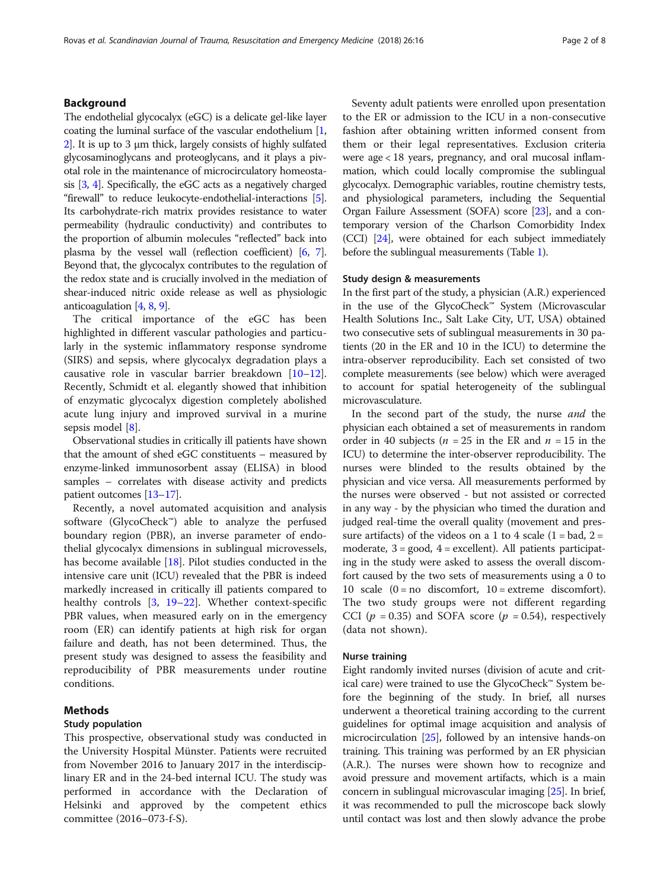## Background

The endothelial glycocalyx (eGC) is a delicate gel-like layer coating the luminal surface of the vascular endothelium [1, 2]. It is up to 3 μm thick, largely consists of highly sulfated glycosaminoglycans and proteoglycans, and it plays a pivotal role in the maintenance of microcirculatory homeostasis [3, 4]. Specifically, the eGC acts as a negatively charged "firewall" to reduce leukocyte-endothelial-interactions [5]. Its carbohydrate-rich matrix provides resistance to water permeability (hydraulic conductivity) and contributes to the proportion of albumin molecules "reflected" back into plasma by the vessel wall (reflection coefficient) [6, 7]. Beyond that, the glycocalyx contributes to the regulation of the redox state and is crucially involved in the mediation of shear-induced nitric oxide release as well as physiologic anticoagulation [4, 8, 9].

The critical importance of the eGC has been highlighted in different vascular pathologies and particularly in the systemic inflammatory response syndrome (SIRS) and sepsis, where glycocalyx degradation plays a causative role in vascular barrier breakdown [10–12]. Recently, Schmidt et al. elegantly showed that inhibition of enzymatic glycocalyx digestion completely abolished acute lung injury and improved survival in a murine sepsis model [8].

Observational studies in critically ill patients have shown that the amount of shed eGC constituents – measured by enzyme-linked immunosorbent assay (ELISA) in blood samples – correlates with disease activity and predicts patient outcomes [13–17].

Recently, a novel automated acquisition and analysis software (GlycoCheck™) able to analyze the perfused boundary region (PBR), an inverse parameter of endothelial glycocalyx dimensions in sublingual microvessels, has become available [18]. Pilot studies conducted in the intensive care unit (ICU) revealed that the PBR is indeed markedly increased in critically ill patients compared to healthy controls [3, 19–22]. Whether context-specific PBR values, when measured early on in the emergency room (ER) can identify patients at high risk for organ failure and death, has not been determined. Thus, the present study was designed to assess the feasibility and reproducibility of PBR measurements under routine conditions.

## Methods

### Study population

This prospective, observational study was conducted in the University Hospital Münster. Patients were recruited from November 2016 to January 2017 in the interdisciplinary ER and in the 24-bed internal ICU. The study was performed in accordance with the Declaration of Helsinki and approved by the competent ethics committee (2016–073-f-S).

Seventy adult patients were enrolled upon presentation to the ER or admission to the ICU in a non-consecutive fashion after obtaining written informed consent from them or their legal representatives. Exclusion criteria were age < 18 years, pregnancy, and oral mucosal inflammation, which could locally compromise the sublingual glycocalyx. Demographic variables, routine chemistry tests, and physiological parameters, including the Sequential Organ Failure Assessment (SOFA) score [23], and a contemporary version of the Charlson Comorbidity Index (CCI) [24], were obtained for each subject immediately before the sublingual measurements (Table 1).

### Study design & measurements

In the first part of the study, a physician (A.R.) experienced in the use of the GlycoCheck™ System (Microvascular Health Solutions Inc., Salt Lake City, UT, USA) obtained two consecutive sets of sublingual measurements in 30 patients (20 in the ER and 10 in the ICU) to determine the intra-observer reproducibility. Each set consisted of two complete measurements (see below) which were averaged to account for spatial heterogeneity of the sublingual microvasculature.

In the second part of the study, the nurse *and* the physician each obtained a set of measurements in random order in 40 subjects ($n = 25$ in the ER and $n = 15$ in the ICU) to determine the inter-observer reproducibility. The nurses were blinded to the results obtained by the physician and vice versa. All measurements performed by the nurses were observed - but not assisted or corrected in any way - by the physician who timed the duration and judged real-time the overall quality (movement and pressure artifacts) of the videos on a 1 to 4 scale (1 = bad, 2 = moderate, 3 = good, 4 = excellent). All patients participating in the study were asked to assess the overall discomfort caused by the two sets of measurements using a 0 to 10 scale (0 = no discomfort, 10 = extreme discomfort). The two study groups were not different regarding CCI ($p = 0.35$) and SOFA score ($p = 0.54$), respectively (data not shown).

### Nurse training

Eight randomly invited nurses (division of acute and critical care) were trained to use the GlycoCheck™ System before the beginning of the study. In brief, all nurses underwent a theoretical training according to the current guidelines for optimal image acquisition and analysis of microcirculation [25], followed by an intensive hands-on training. This training was performed by an ER physician (A.R.). The nurses were shown how to recognize and avoid pressure and movement artifacts, which is a main concern in sublingual microvascular imaging [25]. In brief, it was recommended to pull the microscope back slowly until contact was lost and then slowly advance the probe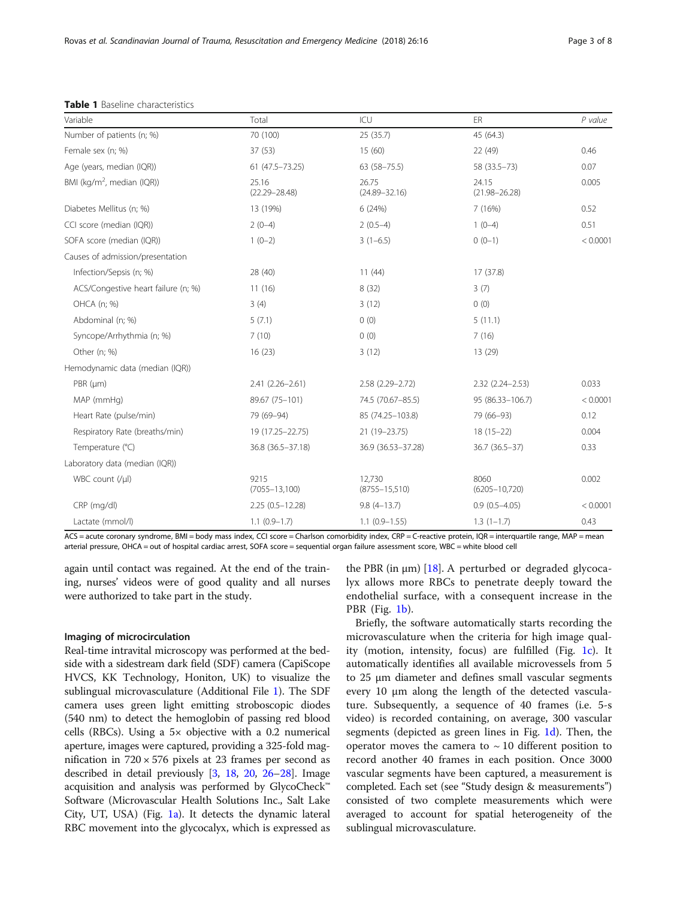**Table 1** Baseline characteristics

| Variable | Total | ICU | ER | *P value* |
|---|---|---|---|---|
| Number of patients (n; %) | 70 (100) | 25 (35.7) | 45 (64.3) | |
| Female sex (n; %) | 37 (53) | 15 (60) | 22 (49) | 0.46 |
| Age (years, median (IQR)) | 61 (47.5–73.25) | 63 (58–75.5) | 58 (33.5–73) | 0.07 |
| BMI (kg/m$^2$, median (IQR)) | 25.16 (22.29–28.48) | 26.75 (24.89–32.16) | 24.15 (21.98–26.28) | 0.005 |
| Diabetes Mellitus (n; %) | 13 (19%) | 6 (24%) | 7 (16%) | 0.52 |
| CCI score (median (IQR)) | 2 (0–4) | 2 (0.5–4) | 1 (0–4) | 0.51 |
| SOFA score (median (IQR)) | 1 (0–2) | 3 (1–6.5) | 0 (0–1) | < 0.0001 |
| Causes of admission/presentation | | | | |
| Infection/Sepsis (n; %) | 28 (40) | 11 (44) | 17 (37.8) | |
| ACS/Congestive heart failure (n; %) | 11 (16) | 8 (32) | 3 (7) | |
| OHCA (n; %) | 3 (4) | 3 (12) | 0 (0) | |
| Abdominal (n; %) | 5 (7.1) | 0 (0) | 5 (11.1) | |
| Syncope/Arrhythmia (n; %) | 7 (10) | 0 (0) | 7 (16) | |
| Other (n; %) | 16 (23) | 3 (12) | 13 (29) | |
| Hemodynamic data (median (IQR)) | | | | |
| PBR (μm) | 2.41 (2.26–2.61) | 2.58 (2.29–2.72) | 2.32 (2.24–2.53) | 0.033 |
| MAP (mmHg) | 89.67 (75–101) | 74.5 (70.67–85.5) | 95 (86.33–106.7) | < 0.0001 |
| Heart Rate (pulse/min) | 79 (69–94) | 85 (74.25–103.8) | 79 (66–93) | 0.12 |
| Respiratory Rate (breaths/min) | 19 (17.25–22.75) | 21 (19–23.75) | 18 (15–22) | 0.004 |
| Temperature (°C) | 36.8 (36.5–37.18) | 36.9 (36.53–37.28) | 36.7 (36.5–37) | 0.33 |
| Laboratory data (median (IQR)) | | | | |
| WBC count (/μl) | 9215 (7055–13,100) | 12,730 (8755–15,510) | 8060 (6205–10,720) | 0.002 |
| CRP (mg/dl) | 2.25 (0.5–12.28) | 9.8 (4–13.7) | 0.9 (0.5–4.05) | < 0.0001 |
| Lactate (mmol/l) | 1.1 (0.9–1.7) | 1.1 (0.9–1.55) | 1.3 (1–1.7) | 0.43 |

ACS = acute coronary syndrome, BMI = body mass index, CCI score = Charlson comorbidity index, CRP = C-reactive protein, IQR = interquartile range, MAP = mean arterial pressure, OHCA = out of hospital cardiac arrest, SOFA score = sequential organ failure assessment score, WBC = white blood cell

again until contact was regained. At the end of the training, nurses' videos were of good quality and all nurses were authorized to take part in the study.

### Imaging of microcirculation

Real-time intravital microscopy was performed at the bedside with a sidestream dark field (SDF) camera (CapiScope HVCS, KK Technology, Honiton, UK) to visualize the sublingual microvasculature (Additional File 1). The SDF camera uses green light emitting stroboscopic diodes (540 nm) to detect the hemoglobin of passing red blood cells (RBCs). Using a 5× objective with a 0.2 numerical aperture, images were captured, providing a 325-fold magnification in 720 × 576 pixels at 23 frames per second as described in detail previously [3, 18, 20, 26–28]. Image acquisition and analysis was performed by GlycoCheck™ Software (Microvascular Health Solutions Inc., Salt Lake City, UT, USA) (Fig. 1a). It detects the dynamic lateral RBC movement into the glycocalyx, which is expressed as the PBR (in μm) [18]. A perturbed or degraded glycocalyx allows more RBCs to penetrate deeply toward the endothelial surface, with a consequent increase in the PBR (Fig. 1b).

Briefly, the software automatically starts recording the microvasculature when the criteria for high image quality (motion, intensity, focus) are fulfilled (Fig. 1c). It automatically identifies all available microvessels from 5 to 25 μm diameter and defines small vascular segments every 10 μm along the length of the detected vasculature. Subsequently, a sequence of 40 frames (i.e. 5-s video) is recorded containing, on average, 300 vascular segments (depicted as green lines in Fig. 1d). Then, the operator moves the camera to ~ 10 different position to record another 40 frames in each position. Once 3000 vascular segments have been captured, a measurement is completed. Each set (see "Study design & measurements") consisted of two complete measurements which were averaged to account for spatial heterogeneity of the sublingual microvasculature.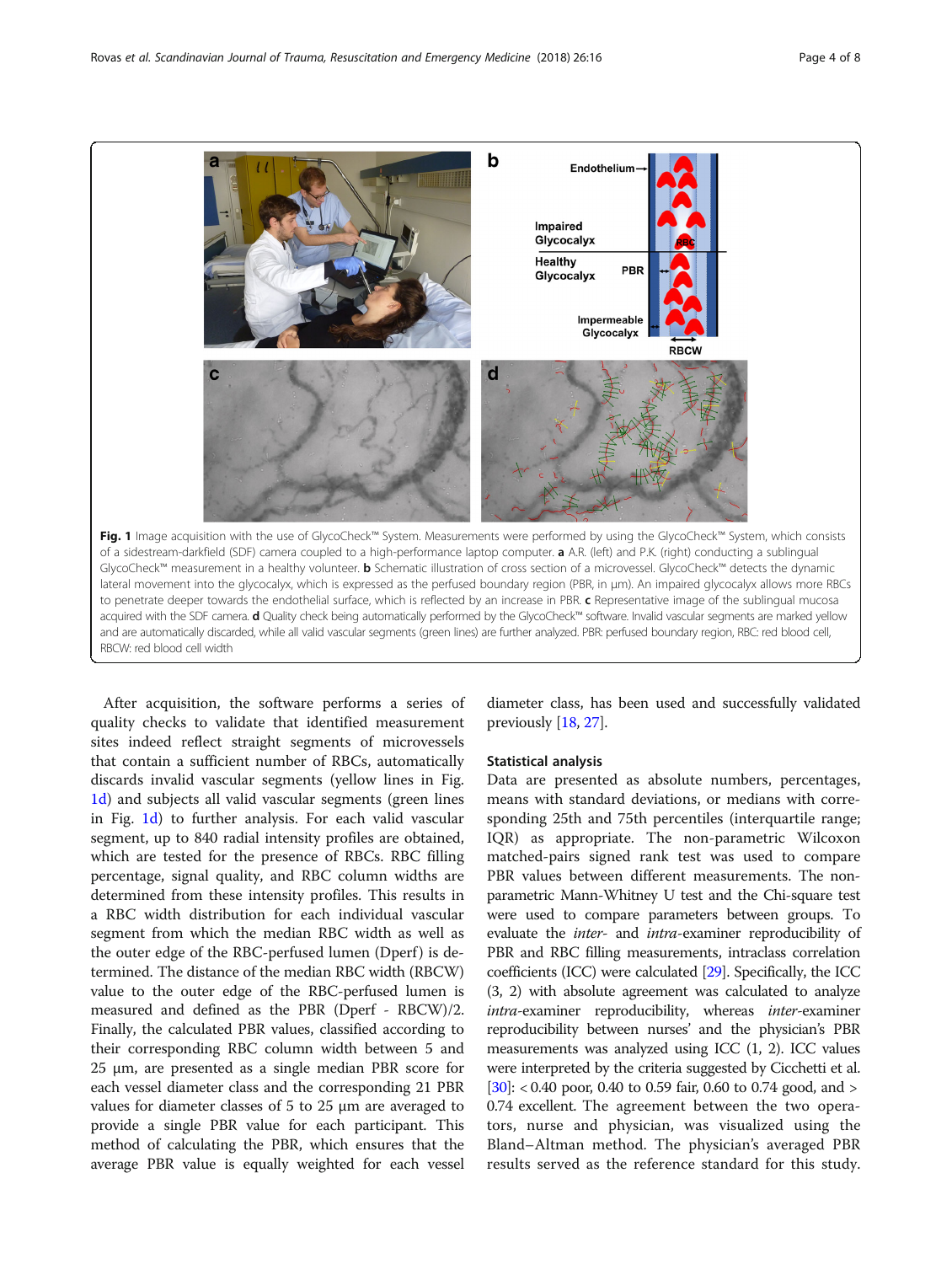**Fig. 1** Image acquisition with the use of GlycoCheck™ System. Measurements were performed by using the GlycoCheck™ System, which consists of a sidestream-darkfield (SDF) camera coupled to a high-performance laptop computer. **a** A.R. (left) and P.K. (right) conducting a sublingual GlycoCheck™ measurement in a healthy volunteer. **b** Schematic illustration of cross section of a microvessel. GlycoCheck™ detects the dynamic lateral movement into the glycocalyx, which is expressed as the perfused boundary region (PBR, in μm). An impaired glycocalyx allows more RBCs to penetrate deeper towards the endothelial surface, which is reflected by an increase in PBR. **c** Representative image of the sublingual mucosa acquired with the SDF camera. **d** Quality check being automatically performed by the GlycoCheck™ software. Invalid vascular segments are marked yellow and are automatically discarded, while all valid vascular segments (green lines) are further analyzed. PBR: perfused boundary region, RBC: red blood cell, RBCW: red blood cell width

After acquisition, the software performs a series of quality checks to validate that identified measurement sites indeed reflect straight segments of microvessels that contain a sufficient number of RBCs, automatically discards invalid vascular segments (yellow lines in Fig. 1d) and subjects all valid vascular segments (green lines in Fig. 1d) to further analysis. For each valid vascular segment, up to 840 radial intensity profiles are obtained, which are tested for the presence of RBCs. RBC filling percentage, signal quality, and RBC column widths are determined from these intensity profiles. This results in a RBC width distribution for each individual vascular segment from which the median RBC width as well as the outer edge of the RBC-perfused lumen (Dperf) is determined. The distance of the median RBC width (RBCW) value to the outer edge of the RBC-perfused lumen is measured and defined as the PBR (Dperf - RBCW)/2. Finally, the calculated PBR values, classified according to their corresponding RBC column width between 5 and 25 μm, are presented as a single median PBR score for each vessel diameter class and the corresponding 21 PBR values for diameter classes of 5 to 25 μm are averaged to provide a single PBR value for each participant. This method of calculating the PBR, which ensures that the average PBR value is equally weighted for each vessel diameter class, has been used and successfully validated previously [18, 27].

### Statistical analysis

Data are presented as absolute numbers, percentages, means with standard deviations, or medians with corresponding 25th and 75th percentiles (interquartile range; IQR) as appropriate. The non-parametric Wilcoxon matched-pairs signed rank test was used to compare PBR values between different measurements. The non-parametric Mann-Whitney U test and the Chi-square test were used to compare parameters between groups. To evaluate the *inter-* and *intra*-examiner reproducibility of PBR and RBC filling measurements, intraclass correlation coefficients (ICC) were calculated [29]. Specifically, the ICC (3, 2) with absolute agreement was calculated to analyze *intra*-examiner reproducibility, whereas *inter*-examiner reproducibility between nurses' and the physician's PBR measurements was analyzed using ICC (1, 2). ICC values were interpreted by the criteria suggested by Cicchetti et al. [30]: < 0.40 poor, 0.40 to 0.59 fair, 0.60 to 0.74 good, and > 0.74 excellent. The agreement between the two operators, nurse and physician, was visualized using the Bland–Altman method. The physician's averaged PBR results served as the reference standard for this study.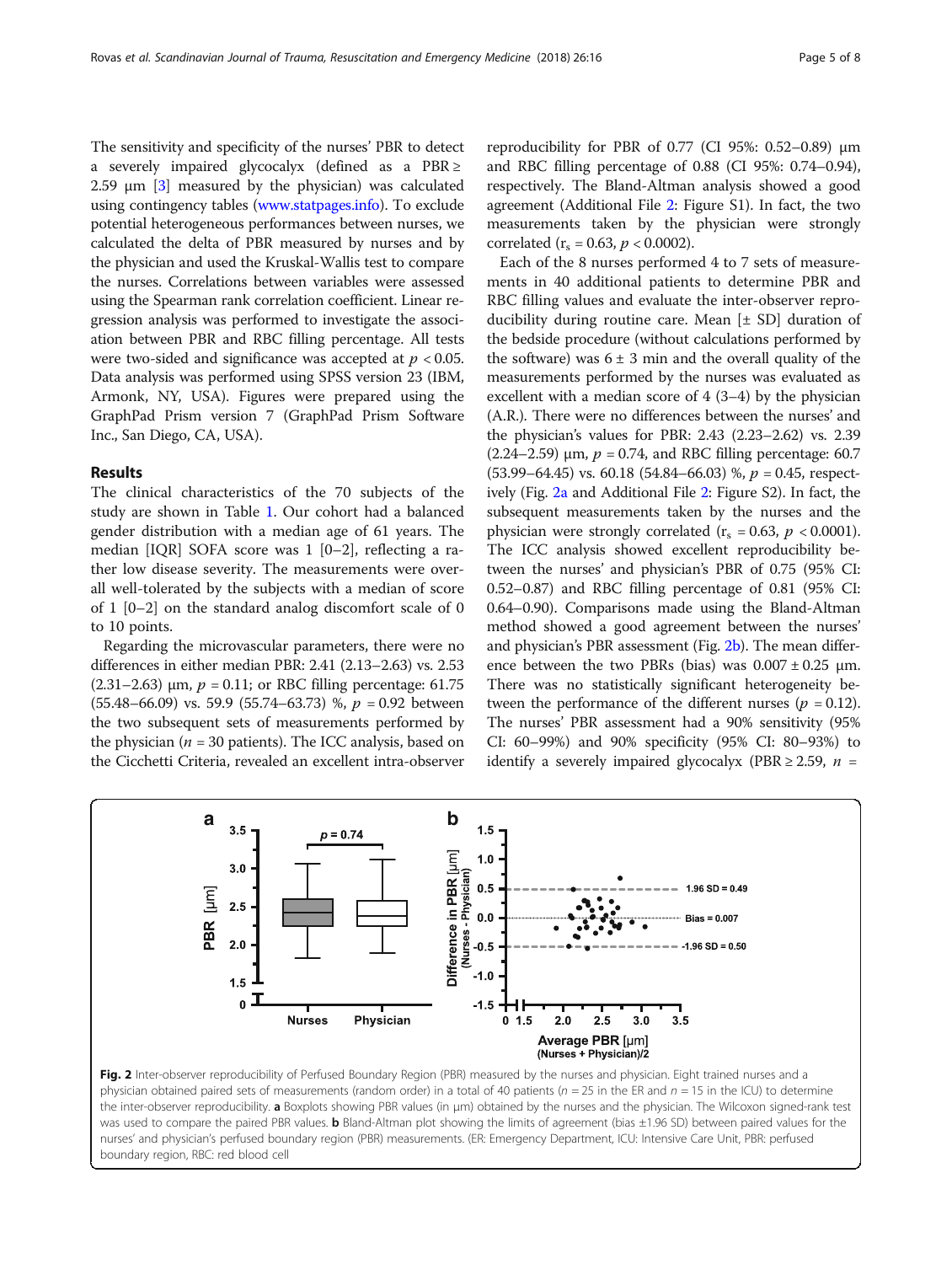The sensitivity and specificity of the nurses' PBR to detect a severely impaired glycocalyx (defined as a PBR ≥ 2.59 μm [3] measured by the physician) was calculated using contingency tables (www.statpages.info). To exclude potential heterogeneous performances between nurses, we calculated the delta of PBR measured by nurses and by the physician and used the Kruskal-Wallis test to compare the nurses. Correlations between variables were assessed using the Spearman rank correlation coefficient. Linear regression analysis was performed to investigate the association between PBR and RBC filling percentage. All tests were two-sided and significance was accepted at $p < 0.05$. Data analysis was performed using SPSS version 23 (IBM, Armonk, NY, USA). Figures were prepared using the GraphPad Prism version 7 (GraphPad Prism Software Inc., San Diego, CA, USA).

## Results

The clinical characteristics of the 70 subjects of the study are shown in Table 1. Our cohort had a balanced gender distribution with a median age of 61 years. The median [IQR] SOFA score was 1 [0–2], reflecting a rather low disease severity. The measurements were overall well-tolerated by the subjects with a median of score of 1 [0–2] on the standard analog discomfort scale of 0 to 10 points.

Regarding the microvascular parameters, there were no differences in either median PBR: 2.41 (2.13–2.63) vs. 2.53 (2.31–2.63) μm, $p = 0.11$; or RBC filling percentage: 61.75 (55.48–66.09) vs. 59.9 (55.74–63.73) %, $p = 0.92$ between the two subsequent sets of measurements performed by the physician ($n = 30$ patients). The ICC analysis, based on the Cicchetti Criteria, revealed an excellent intra-observer reproducibility for PBR of 0.77 (CI 95%: 0.52–0.89) μm and RBC filling percentage of 0.88 (CI 95%: 0.74–0.94), respectively. The Bland-Altman analysis showed a good agreement (Additional File 2: Figure S1). In fact, the two measurements taken by the physician were strongly correlated ($r_s = 0.63$, $p < 0.0002$).

Each of the 8 nurses performed 4 to 7 sets of measurements in 40 additional patients to determine PBR and RBC filling values and evaluate the inter-observer reproducibility during routine care. Mean [± SD] duration of the bedside procedure (without calculations performed by the software) was 6 ± 3 min and the overall quality of the measurements performed by the nurses was evaluated as excellent with a median score of 4 (3–4) by the physician (A.R.). There were no differences between the nurses' and the physician's values for PBR: 2.43 (2.23–2.62) vs. 2.39 (2.24–2.59) μm, $p = 0.74$, and RBC filling percentage: 60.7 (53.99–64.45) vs. 60.18 (54.84–66.03) %, $p = 0.45$, respectively (Fig. 2a and Additional File 2: Figure S2). In fact, the subsequent measurements taken by the nurses and the physician were strongly correlated ($r_s = 0.63$, $p < 0.0001$). The ICC analysis showed excellent reproducibility between the nurses' and physician's PBR of 0.75 (95% CI: 0.52–0.87) and RBC filling percentage of 0.81 (95% CI: 0.64–0.90). Comparisons made using the Bland-Altman method showed a good agreement between the nurses' and physician's PBR assessment (Fig. 2b). The mean difference between the two PBRs (bias) was 0.007 ± 0.25 μm. There was no statistically significant heterogeneity between the performance of the different nurses ($p = 0.12$). The nurses' PBR assessment had a 90% sensitivity (95% CI: 60–99%) and 90% specificity (95% CI: 80–93%) to identify a severely impaired glycocalyx (PBR ≥ 2.59, $n$ =

**Fig. 2** Inter-observer reproducibility of Perfused Boundary Region (PBR) measured by the nurses and physician. Eight trained nurses and a physician obtained paired sets of measurements (random order) in a total of 40 patients ($n = 25$ in the ER and $n = 15$ in the ICU) to determine the inter-observer reproducibility. **a** Boxplots showing PBR values (in μm) obtained by the nurses and the physician. The Wilcoxon signed-rank test was used to compare the paired PBR values. **b** Bland-Altman plot showing the limits of agreement (bias ±1.96 SD) between paired values for the nurses' and physician's perfused boundary region (PBR) measurements. (ER: Emergency Department, ICU: Intensive Care Unit, PBR: perfused boundary region, RBC: red blood cell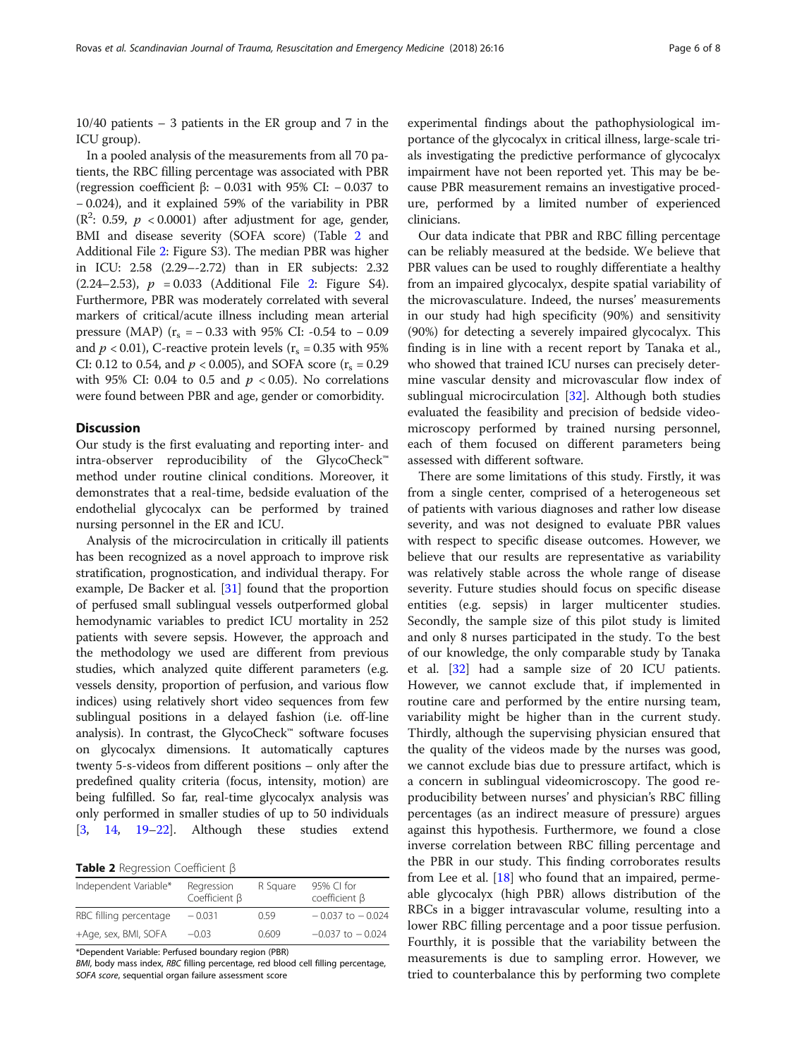10/40 patients – 3 patients in the ER group and 7 in the ICU group).

In a pooled analysis of the measurements from all 70 patients, the RBC filling percentage was associated with PBR (regression coefficient β: − 0.031 with 95% CI: − 0.037 to − 0.024), and it explained 59% of the variability in PBR ($R^2$: 0.59, $p < 0.0001$) after adjustment for age, gender, BMI and disease severity (SOFA score) (Table 2 and Additional File 2: Figure S3). The median PBR was higher in ICU: 2.58 (2.29–-2.72) than in ER subjects: 2.32 (2.24–2.53), $p = 0.033$ (Additional File 2: Figure S4). Furthermore, PBR was moderately correlated with several markers of critical/acute illness including mean arterial pressure (MAP) ($r_s = -0.33$ with 95% CI: -0.54 to − 0.09 and $p < 0.01$), C-reactive protein levels ($r_s = 0.35$ with 95% CI: 0.12 to 0.54, and $p < 0.005$), and SOFA score ($r_s = 0.29$ with 95% CI: 0.04 to 0.5 and $p < 0.05$). No correlations were found between PBR and age, gender or comorbidity.

## Discussion

Our study is the first evaluating and reporting inter- and intra-observer reproducibility of the GlycoCheck™ method under routine clinical conditions. Moreover, it demonstrates that a real-time, bedside evaluation of the endothelial glycocalyx can be performed by trained nursing personnel in the ER and ICU.

Analysis of the microcirculation in critically ill patients has been recognized as a novel approach to improve risk stratification, prognostication, and individual therapy. For example, De Backer et al. [31] found that the proportion of perfused small sublingual vessels outperformed global hemodynamic variables to predict ICU mortality in 252 patients with severe sepsis. However, the approach and the methodology we used are different from previous studies, which analyzed quite different parameters (e.g. vessels density, proportion of perfusion, and various flow indices) using relatively short video sequences from few sublingual positions in a delayed fashion (i.e. off-line analysis). In contrast, the GlycoCheck™ software focuses on glycocalyx dimensions. It automatically captures twenty 5-s-videos from different positions – only after the predefined quality criteria (focus, intensity, motion) are being fulfilled. So far, real-time glycocalyx analysis was only performed in smaller studies of up to 50 individuals [3, 14, 19–22]. Although these studies extend experimental findings about the pathophysiological importance of the glycocalyx in critical illness, large-scale trials investigating the predictive performance of glycocalyx impairment have not been reported yet. This may be because PBR measurement remains an investigative procedure, performed by a limited number of experienced clinicians.

**Table 2** Regression Coefficient β

| Independent Variable* | Regression Coefficient β | R Square | 95% CI for coefficient β |
|---|---|---|---|
| RBC filling percentage | − 0.031 | 0.59 | − 0.037 to − 0.024 |
| +Age, sex, BMI, SOFA | −0.03 | 0.609 | −0.037 to − 0.024 |

*Dependent Variable: Perfused boundary region (PBR)

*BMI*, body mass index, *RBC* filling percentage, red blood cell filling percentage, *SOFA score*, sequential organ failure assessment score

Our data indicate that PBR and RBC filling percentage can be reliably measured at the bedside. We believe that PBR values can be used to roughly differentiate a healthy from an impaired glycocalyx, despite spatial variability of the microvasculature. Indeed, the nurses' measurements in our study had high specificity (90%) and sensitivity (90%) for detecting a severely impaired glycocalyx. This finding is in line with a recent report by Tanaka et al., who showed that trained ICU nurses can precisely determine vascular density and microvascular flow index of sublingual microcirculation [32]. Although both studies evaluated the feasibility and precision of bedside videomicroscopy performed by trained nursing personnel, each of them focused on different parameters being assessed with different software.

There are some limitations of this study. Firstly, it was from a single center, comprised of a heterogeneous set of patients with various diagnoses and rather low disease severity, and was not designed to evaluate PBR values with respect to specific disease outcomes. However, we believe that our results are representative as variability was relatively stable across the whole range of disease severity. Future studies should focus on specific disease entities (e.g. sepsis) in larger multicenter studies. Secondly, the sample size of this pilot study is limited and only 8 nurses participated in the study. To the best of our knowledge, the only comparable study by Tanaka et al. [32] had a sample size of 20 ICU patients. However, we cannot exclude that, if implemented in routine care and performed by the entire nursing team, variability might be higher than in the current study. Thirdly, although the supervising physician ensured that the quality of the videos made by the nurses was good, we cannot exclude bias due to pressure artifact, which is a concern in sublingual videomicroscopy. The good reproducibility between nurses' and physician's RBC filling percentages (as an indirect measure of pressure) argues against this hypothesis. Furthermore, we found a close inverse correlation between RBC filling percentage and the PBR in our study. This finding corroborates results from Lee et al. [18] who found that an impaired, permeable glycocalyx (high PBR) allows distribution of the RBCs in a bigger intravascular volume, resulting into a lower RBC filling percentage and a poor tissue perfusion. Fourthly, it is possible that the variability between the measurements is due to sampling error. However, we tried to counterbalance this by performing two complete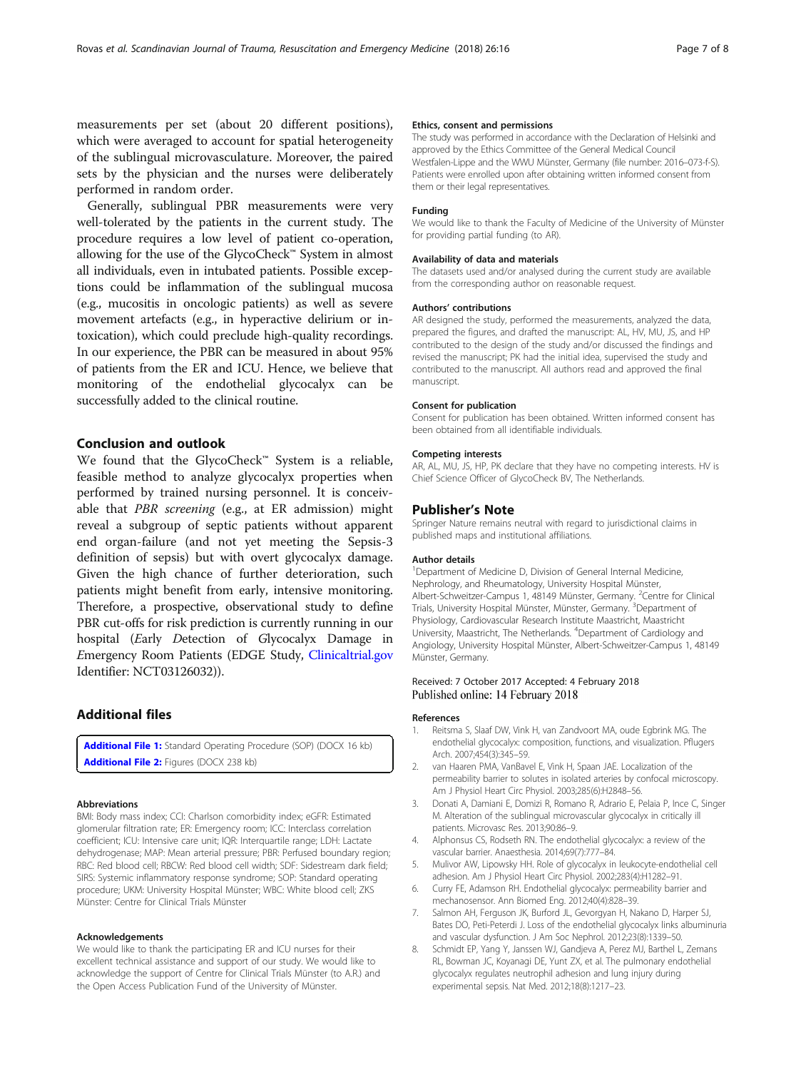measurements per set (about 20 different positions), which were averaged to account for spatial heterogeneity of the sublingual microvasculature. Moreover, the paired sets by the physician and the nurses were deliberately performed in random order.

Generally, sublingual PBR measurements were very well-tolerated by the patients in the current study. The procedure requires a low level of patient co-operation, allowing for the use of the GlycoCheck™ System in almost all individuals, even in intubated patients. Possible exceptions could be inflammation of the sublingual mucosa (e.g., mucositis in oncologic patients) as well as severe movement artefacts (e.g., in hyperactive delirium or intoxication), which could preclude high-quality recordings. In our experience, the PBR can be measured in about 95% of patients from the ER and ICU. Hence, we believe that monitoring of the endothelial glycocalyx can be successfully added to the clinical routine.

## Conclusion and outlook

We found that the GlycoCheck™ System is a reliable, feasible method to analyze glycocalyx properties when performed by trained nursing personnel. It is conceivable that *PBR screening* (e.g., at ER admission) might reveal a subgroup of septic patients without apparent end organ-failure (and not yet meeting the Sepsis-3 definition of sepsis) but with overt glycocalyx damage. Given the high chance of further deterioration, such patients might benefit from early, intensive monitoring. Therefore, a prospective, observational study to define PBR cut-offs for risk prediction is currently running in our hospital (*E*arly *D*etection of *G*lycocalyx Damage in *E*mergency Room Patients (EDGE Study, Clinicaltrial.gov Identifier: NCT03126032)).

## Additional files

**Additional File 1:** Standard Operating Procedure (SOP) (DOCX 16 kb)
**Additional File 2:** Figures (DOCX 238 kb)

#### Abbreviations

BMI: Body mass index; CCI: Charlson comorbidity index; eGFR: Estimated glomerular filtration rate; ER: Emergency room; ICC: Interclass correlation coefficient; ICU: Intensive care unit; IQR: Interquartile range; LDH: Lactate dehydrogenase; MAP: Mean arterial pressure; PBR: Perfused boundary region; RBC: Red blood cell; RBCW: Red blood cell width; SDF: Sidestream dark field; SIRS: Systemic inflammatory response syndrome; SOP: Standard operating procedure; UKM: University Hospital Münster; WBC: White blood cell; ZKS Münster: Centre for Clinical Trials Münster

#### Acknowledgements

We would like to thank the participating ER and ICU nurses for their excellent technical assistance and support of our study. We would like to acknowledge the support of Centre for Clinical Trials Münster (to A.R.) and the Open Access Publication Fund of the University of Münster.

#### Ethics, consent and permissions

The study was performed in accordance with the Declaration of Helsinki and approved by the Ethics Committee of the General Medical Council Westfalen-Lippe and the WWU Münster, Germany (file number: 2016–073-f-S). Patients were enrolled upon after obtaining written informed consent from them or their legal representatives.

#### Funding

We would like to thank the Faculty of Medicine of the University of Münster for providing partial funding (to AR).

#### Availability of data and materials

The datasets used and/or analysed during the current study are available from the corresponding author on reasonable request.

#### Authors' contributions

AR designed the study, performed the measurements, analyzed the data, prepared the figures, and drafted the manuscript: AL, HV, MU, JS, and HP contributed to the design of the study and/or discussed the findings and revised the manuscript; PK had the initial idea, supervised the study and contributed to the manuscript. All authors read and approved the final manuscript.

#### Consent for publication

Consent for publication has been obtained. Written informed consent has been obtained from all identifiable individuals.

#### Competing interests

AR, AL, MU, JS, HP, PK declare that they have no competing interests. HV is Chief Science Officer of GlycoCheck BV, The Netherlands.

## Publisher's Note

Springer Nature remains neutral with regard to jurisdictional claims in published maps and institutional affiliations.

#### Author details

[1]Department of Medicine D, Division of General Internal Medicine, Nephrology, and Rheumatology, University Hospital Münster, Albert-Schweitzer-Campus 1, 48149 Münster, Germany. [2]Centre for Clinical Trials, University Hospital Münster, Münster, Germany. [3]Department of Physiology, Cardiovascular Research Institute Maastricht, Maastricht University, Maastricht, The Netherlands. [4]Department of Cardiology and Angiology, University Hospital Münster, Albert-Schweitzer-Campus 1, 48149 Münster, Germany.

Received: 7 October 2017 Accepted: 4 February 2018
Published online: 14 February 2018

#### References

1. Reitsma S, Slaaf DW, Vink H, van Zandvoort MA, oude Egbrink MG. The endothelial glycocalyx: composition, functions, and visualization. Pflugers Arch. 2007;454(3):345–59.
2. van Haaren PMA, VanBavel E, Vink H, Spaan JAE. Localization of the permeability barrier to solutes in isolated arteries by confocal microscopy. Am J Physiol Heart Circ Physiol. 2003;285(6):H2848–56.
3. Donati A, Damiani E, Domizi R, Romano R, Adrario E, Pelaia P, Ince C, Singer M. Alteration of the sublingual microvascular glycocalyx in critically ill patients. Microvasc Res. 2013;90:86–9.
4. Alphonsus CS, Rodseth RN. The endothelial glycocalyx: a review of the vascular barrier. Anaesthesia. 2014;69(7):777–84.
5. Mulivor AW, Lipowsky HH. Role of glycocalyx in leukocyte-endothelial cell adhesion. Am J Physiol Heart Circ Physiol. 2002;283(4):H1282–91.
6. Curry FE, Adamson RH. Endothelial glycocalyx: permeability barrier and mechanosensor. Ann Biomed Eng. 2012;40(4):828–39.
7. Salmon AH, Ferguson JK, Burford JL, Gevorgyan H, Nakano D, Harper SJ, Bates DO, Peti-Peterdi J. Loss of the endothelial glycocalyx links albuminuria and vascular dysfunction. J Am Soc Nephrol. 2012;23(8):1339–50.
8. Schmidt EP, Yang Y, Janssen WJ, Gandjeva A, Perez MJ, Barthel L, Zemans RL, Bowman JC, Koyanagi DE, Yunt ZX, et al. The pulmonary endothelial glycocalyx regulates neutrophil adhesion and lung injury during experimental sepsis. Nat Med. 2012;18(8):1217–23.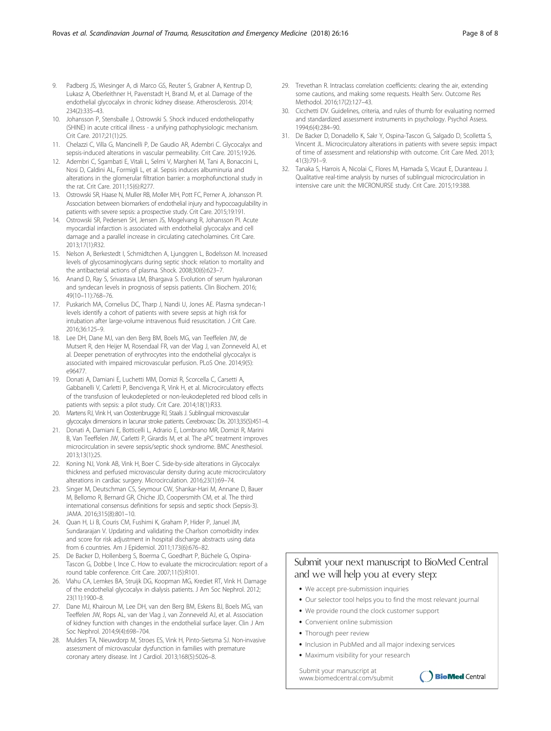9. Padberg JS, Wiesinger A, di Marco GS, Reuter S, Grabner A, Kentrup D, Lukasz A, Oberleithner H, Pavenstadt H, Brand M, et al. Damage of the endothelial glycocalyx in chronic kidney disease. Atherosclerosis. 2014; 234(2):335–43.
10. Johansson P, Stensballe J, Ostrowski S. Shock induced endotheliopathy (SHINE) in acute critical illness - a unifying pathophysiologic mechanism. Crit Care. 2017;21(1):25.
11. Chelazzi C, Villa G, Mancinelli P, De Gaudio AR, Adembri C. Glycocalyx and sepsis-induced alterations in vascular permeability. Crit Care. 2015;19:26.
12. Adembri C, Sgambati E, Vitali L, Selmi V, Margheri M, Tani A, Bonaccini L, Nosi D, Caldini AL, Formigli L, et al. Sepsis induces albuminuria and alterations in the glomerular filtration barrier: a morphofunctional study in the rat. Crit Care. 2011;15(6):R277.
13. Ostrowski SR, Haase N, Muller RB, Moller MH, Pott FC, Perner A, Johansson PI. Association between biomarkers of endothelial injury and hypocoagulability in patients with severe sepsis: a prospective study. Crit Care. 2015;19:191.
14. Ostrowski SR, Pedersen SH, Jensen JS, Mogelvang R, Johansson PI. Acute myocardial infarction is associated with endothelial glycocalyx and cell damage and a parallel increase in circulating catecholamines. Crit Care. 2013;17(1):R32.
15. Nelson A, Berkestedt I, Schmidtchen A, Ljunggren L, Bodelsson M. Increased levels of glycosaminoglycans during septic shock: relation to mortality and the antibacterial actions of plasma. Shock. 2008;30(6):623–7.
16. Anand D, Ray S, Srivastava LM, Bhargava S. Evolution of serum hyaluronan and syndecan levels in prognosis of sepsis patients. Clin Biochem. 2016; 49(10–11):768–76.
17. Puskarich MA, Cornelius DC, Tharp J, Nandi U, Jones AE. Plasma syndecan-1 levels identify a cohort of patients with severe sepsis at high risk for intubation after large-volume intravenous fluid resuscitation. J Crit Care. 2016;36:125–9.
18. Lee DH, Dane MJ, van den Berg BM, Boels MG, van Teeffelen JW, de Mutsert R, den Heijer M, Rosendaal FR, van der Vlag J, van Zonneveld AJ, et al. Deeper penetration of erythrocytes into the endothelial glycocalyx is associated with impaired microvascular perfusion. PLoS One. 2014;9(5): e96477.
19. Donati A, Damiani E, Luchetti MM, Domizi R, Scorcella C, Carsetti A, Gabbanelli V, Carletti P, Bencivenga R, Vink H, et al. Microcirculatory effects of the transfusion of leukodepleted or non-leukodepleted red blood cells in patients with sepsis: a pilot study. Crit Care. 2014;18(1):R33.
20. Martens RJ, Vink H, van Oostenbrugge RJ, Staals J. Sublingual microvascular glycocalyx dimensions in lacunar stroke patients. Cerebrovasc Dis. 2013;35(5):451–4.
21. Donati A, Damiani E, Botticelli L, Adrario E, Lombrano MR, Domizi R, Marini B, Van Teeffelen JW, Carletti P, Girardis M, et al. The aPC treatment improves microcirculation in severe sepsis/septic shock syndrome. BMC Anesthesiol. 2013;13(1):25.
22. Koning NJ, Vonk AB, Vink H, Boer C. Side-by-side alterations in Glycocalyx thickness and perfused microvascular density during acute microcirculatory alterations in cardiac surgery. Microcirculation. 2016;23(1):69–74.
23. Singer M, Deutschman CS, Seymour CW, Shankar-Hari M, Annane D, Bauer M, Bellomo R, Bernard GR, Chiche JD, Coopersmith CM, et al. The third international consensus definitions for sepsis and septic shock (Sepsis-3). JAMA. 2016;315(8):801–10.
24. Quan H, Li B, Couris CM, Fushimi K, Graham P, Hider P, Januel JM, Sundararajan V. Updating and validating the Charlson comorbidity index and score for risk adjustment in hospital discharge abstracts using data from 6 countries. Am J Epidemiol. 2011;173(6):676–82.
25. De Backer D, Hollenberg S, Boerma C, Goedhart P, Büchele G, Ospina-Tascon G, Dobbe I, Ince C. How to evaluate the microcirculation: report of a round table conference. Crit Care. 2007;11(5):R101.
26. Vlahu CA, Lemkes BA, Struijk DG, Koopman MG, Krediet RT, Vink H. Damage of the endothelial glycocalyx in dialysis patients. J Am Soc Nephrol. 2012; 23(11):1900–8.
27. Dane MJ, Khairoun M, Lee DH, van den Berg BM, Eskens BJ, Boels MG, van Teeffelen JW, Rops AL, van der Vlag J, van Zonneveld AJ, et al. Association of kidney function with changes in the endothelial surface layer. Clin J Am Soc Nephrol. 2014;9(4):698–704.
28. Mulders TA, Nieuwdorp M, Stroes ES, Vink H, Pinto-Sietsma SJ. Non-invasive assessment of microvascular dysfunction in families with premature coronary artery disease. Int J Cardiol. 2013;168(5):5026–8.
29. Trevethan R. Intraclass correlation coefficients: clearing the air, extending some cautions, and making some requests. Health Serv. Outcome Res Methodol. 2016;17(2):127–43.
30. Cicchetti DV. Guidelines, criteria, and rules of thumb for evaluating normed and standardized assessment instruments in psychology. Psychol Assess. 1994;6(4):284–90.
31. De Backer D, Donadello K, Sakr Y, Ospina-Tascon G, Salgado D, Scolletta S, Vincent JL. Microcirculatory alterations in patients with severe sepsis: impact of time of assessment and relationship with outcome. Crit Care Med. 2013; 41(3):791–9.
32. Tanaka S, Harrois A, Nicolai C, Flores M, Hamada S, Vicaut E, Duranteau J. Qualitative real-time analysis by nurses of sublingual microcirculation in intensive care unit: the MICRONURSE study. Crit Care. 2015;19:388.

Submit your next manuscript to BioMed Central and we will help you at every step:

- We accept pre-submission inquiries
- Our selector tool helps you to find the most relevant journal
- We provide round the clock customer support
- Convenient online submission
- Thorough peer review
- Inclusion in PubMed and all major indexing services
- Maximum visibility for your research

Submit your manuscript at www.biomedcentral.com/submit

BioMed Central